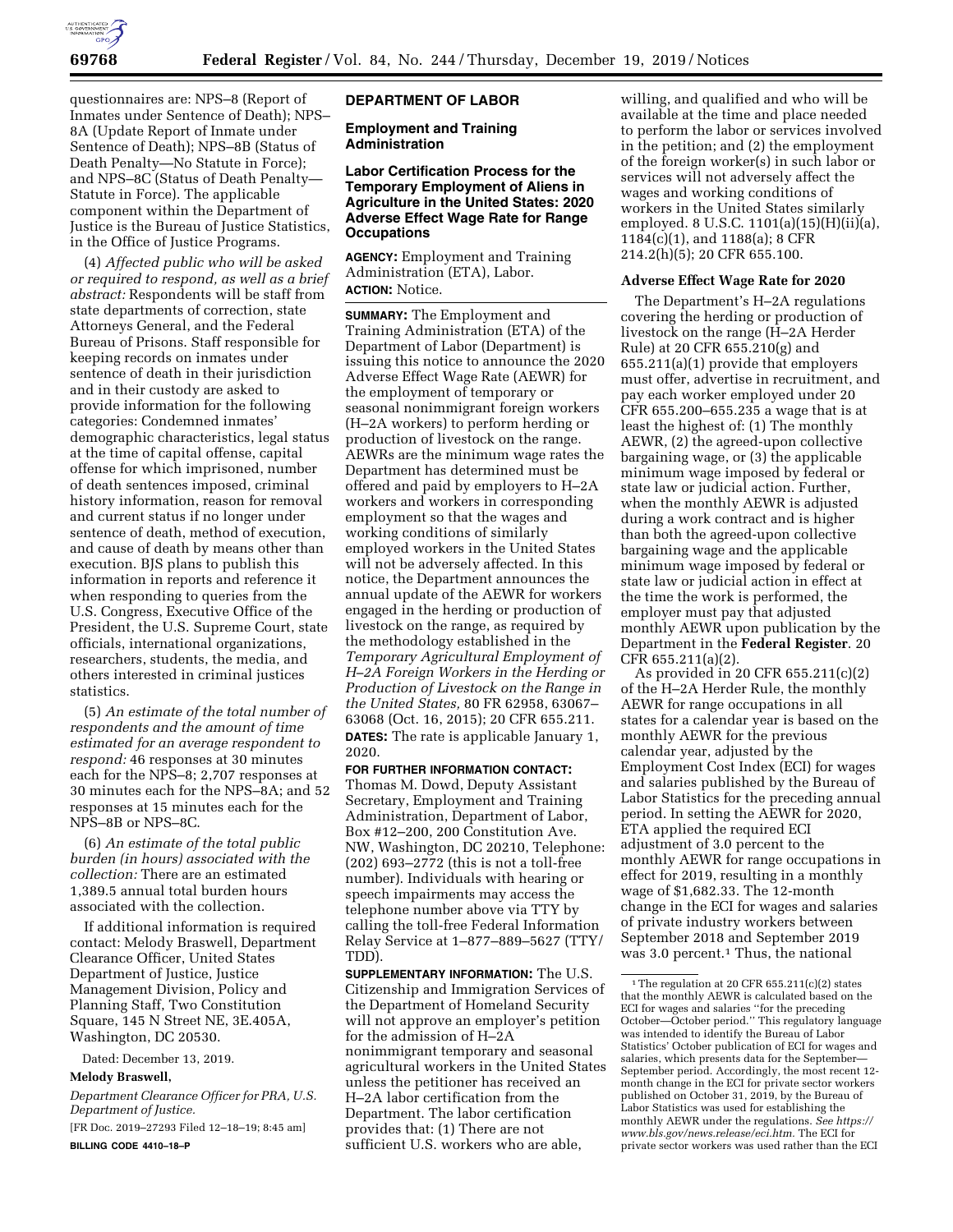questionnaires are: NPS–8 (Report of Inmates under Sentence of Death); NPS–8A (Update Report of Inmate under Sentence of Death); NPS–8B (Status of Death Penalty—No Statute in Force); and NPS–8C (Status of Death Penalty—Statute in Force). The applicable component within the Department of Justice is the Bureau of Justice Statistics, in the Office of Justice Programs.

(4) *Affected public who will be asked or required to respond, as well as a brief abstract:* Respondents will be staff from state departments of correction, state Attorneys General, and the Federal Bureau of Prisons. Staff responsible for keeping records on inmates under sentence of death in their jurisdiction and in their custody are asked to provide information for the following categories: Condemned inmates' demographic characteristics, legal status at the time of capital offense, capital offense for which imprisoned, number of death sentences imposed, criminal history information, reason for removal and current status if no longer under sentence of death, method of execution, and cause of death by means other than execution. BJS plans to publish this information in reports and reference it when responding to queries from the U.S. Congress, Executive Office of the President, the U.S. Supreme Court, state officials, international organizations, researchers, students, the media, and others interested in criminal justices statistics.

(5) *An estimate of the total number of respondents and the amount of time estimated for an average respondent to respond:* 46 responses at 30 minutes each for the NPS–8; 2,707 responses at 30 minutes each for the NPS–8A; and 52 responses at 15 minutes each for the NPS–8B or NPS–8C.

(6) *An estimate of the total public burden (in hours) associated with the collection:* There are an estimated 1,389.5 annual total burden hours associated with the collection.

If additional information is required contact: Melody Braswell, Department Clearance Officer, United States Department of Justice, Justice Management Division, Policy and Planning Staff, Two Constitution Square, 145 N Street NE, 3E.405A, Washington, DC 20530.

Dated: December 13, 2019.

**Melody Braswell,**

*Department Clearance Officer for PRA, U.S. Department of Justice.*

[FR Doc. 2019–27293 Filed 12–18–19; 8:45 am]

**BILLING CODE 4410–18–P**

## DEPARTMENT OF LABOR

### Employment and Training Administration

### Labor Certification Process for the Temporary Employment of Aliens in Agriculture in the United States: 2020 Adverse Effect Wage Rate for Range Occupations

**AGENCY:** Employment and Training Administration (ETA), Labor.

**ACTION:** Notice.

**SUMMARY:** The Employment and Training Administration (ETA) of the Department of Labor (Department) is issuing this notice to announce the 2020 Adverse Effect Wage Rate (AEWR) for the employment of temporary or seasonal nonimmigrant foreign workers (H–2A workers) to perform herding or production of livestock on the range. AEWRs are the minimum wage rates the Department has determined must be offered and paid by employers to H–2A workers and workers in corresponding employment so that the wages and working conditions of similarly employed workers in the United States will not be adversely affected. In this notice, the Department announces the annual update of the AEWR for workers engaged in the herding or production of livestock on the range, as required by the methodology established in the *Temporary Agricultural Employment of H–2A Foreign Workers in the Herding or Production of Livestock on the Range in the United States,* 80 FR 62958, 63067–63068 (Oct. 16, 2015); 20 CFR 655.211.

**DATES:** The rate is applicable January 1, 2020.

**FOR FURTHER INFORMATION CONTACT:** Thomas M. Dowd, Deputy Assistant Secretary, Employment and Training Administration, Department of Labor, Box #12–200, 200 Constitution Ave. NW, Washington, DC 20210, Telephone: (202) 693–2772 (this is not a toll-free number). Individuals with hearing or speech impairments may access the telephone number above via TTY by calling the toll-free Federal Information Relay Service at 1–877–889–5627 (TTY/TDD).

**SUPPLEMENTARY INFORMATION:** The U.S. Citizenship and Immigration Services of the Department of Homeland Security will not approve an employer's petition for the admission of H–2A nonimmigrant temporary and seasonal agricultural workers in the United States unless the petitioner has received an H–2A labor certification from the Department. The labor certification provides that: (1) There are not sufficient U.S. workers who are able, willing, and qualified and who will be available at the time and place needed to perform the labor or services involved in the petition; and (2) the employment of the foreign worker(s) in such labor or services will not adversely affect the wages and working conditions of workers in the United States similarly employed. 8 U.S.C. 1101(a)(15)(H)(ii)(a), 1184(c)(1), and 1188(a); 8 CFR 214.2(h)(5); 20 CFR 655.100.

#### Adverse Effect Wage Rate for 2020

The Department's H–2A regulations covering the herding or production of livestock on the range (H–2A Herder Rule) at 20 CFR 655.210(g) and 655.211(a)(1) provide that employers must offer, advertise in recruitment, and pay each worker employed under 20 CFR 655.200–655.235 a wage that is at least the highest of: (1) The monthly AEWR, (2) the agreed-upon collective bargaining wage, or (3) the applicable minimum wage imposed by federal or state law or judicial action. Further, when the monthly AEWR is adjusted during a work contract and is higher than both the agreed-upon collective bargaining wage and the applicable minimum wage imposed by federal or state law or judicial action in effect at the time the work is performed, the employer must pay that adjusted monthly AEWR upon publication by the Department in the **Federal Register**. 20 CFR 655.211(a)(2).

As provided in 20 CFR 655.211(c)(2) of the H–2A Herder Rule, the monthly AEWR for range occupations in all states for a calendar year is based on the monthly AEWR for the previous calendar year, adjusted by the Employment Cost Index (ECI) for wages and salaries published by the Bureau of Labor Statistics for the preceding annual period. In setting the AEWR for 2020, ETA applied the required ECI adjustment of 3.0 percent to the monthly AEWR for range occupations in effect for 2019, resulting in a monthly wage of $1,682.33. The 12-month change in the ECI for wages and salaries of private industry workers between September 2018 and September 2019 was 3.0 percent.[1] Thus, the national

[1] The regulation at 20 CFR 655.211(c)(2) states that the monthly AEWR is calculated based on the ECI for wages and salaries "for the preceding October—October period." This regulatory language was intended to identify the Bureau of Labor Statistics' October publication of ECI for wages and salaries, which presents data for the September—September period. Accordingly, the most recent 12-month change in the ECI for private sector workers published on October 31, 2019, by the Bureau of Labor Statistics was used for establishing the monthly AEWR under the regulations. *See https://www.bls.gov/news.release/eci.htm.* The ECI for private sector workers was used rather than the ECI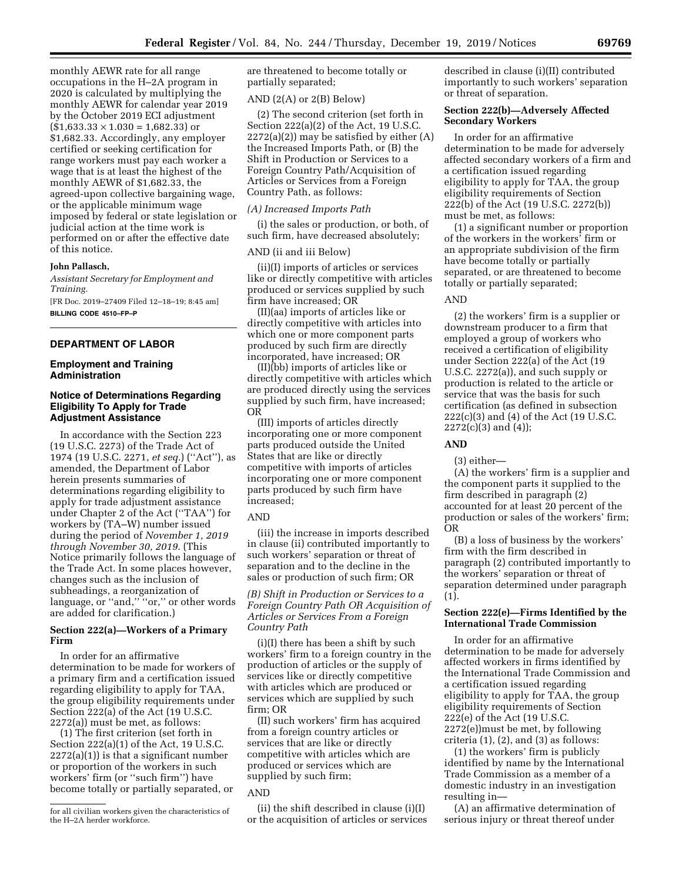monthly AEWR rate for all range occupations in the H–2A program in 2020 is calculated by multiplying the monthly AEWR for calendar year 2019 by the October 2019 ECI adjustment ($1,633.33 × 1.030 = 1,682.33) or $1,682.33. Accordingly, any employer certified or seeking certification for range workers must pay each worker a wage that is at least the highest of the monthly AEWR of $1,682.33, the agreed-upon collective bargaining wage, or the applicable minimum wage imposed by federal or state legislation or judicial action at the time work is performed on or after the effective date of this notice.

**John Pallasch,**

*Assistant Secretary for Employment and Training.*

[FR Doc. 2019–27409 Filed 12–18–19; 8:45 am]

**BILLING CODE 4510–FP–P**

---

for all civilian workers given the characteristics of the H–2A herder workforce.

---

## DEPARTMENT OF LABOR

### Employment and Training Administration

### Notice of Determinations Regarding Eligibility To Apply for Trade Adjustment Assistance

In accordance with the Section 223 (19 U.S.C. 2273) of the Trade Act of 1974 (19 U.S.C. 2271, *et seq.*) (''Act''), as amended, the Department of Labor herein presents summaries of determinations regarding eligibility to apply for trade adjustment assistance under Chapter 2 of the Act (''TAA'') for workers by (TA–W) number issued during the period of *November 1, 2019 through November 30, 2019.* (This Notice primarily follows the language of the Trade Act. In some places however, changes such as the inclusion of subheadings, a reorganization of language, or ''and,'' ''or,'' or other words are added for clarification.)

**Section 222(a)—Workers of a Primary Firm**

In order for an affirmative determination to be made for workers of a primary firm and a certification issued regarding eligibility to apply for TAA, the group eligibility requirements under Section 222(a) of the Act (19 U.S.C. 2272(a)) must be met, as follows:

(1) The first criterion (set forth in Section 222(a)(1) of the Act, 19 U.S.C. 2272(a)(1)) is that a significant number or proportion of the workers in such workers' firm (or ''such firm'') have become totally or partially separated, or are threatened to become totally or partially separated;

AND (2(A) or 2(B) Below)

(2) The second criterion (set forth in Section 222(a)(2) of the Act, 19 U.S.C. 2272(a)(2)) may be satisfied by either (A) the Increased Imports Path, or (B) the Shift in Production or Services to a Foreign Country Path/Acquisition of Articles or Services from a Foreign Country Path, as follows:

*(A) Increased Imports Path*

(i) the sales or production, or both, of such firm, have decreased absolutely;

AND (ii and iii Below)

(ii)(I) imports of articles or services like or directly competitive with articles produced or services supplied by such firm have increased; OR

(II)(aa) imports of articles like or directly competitive with articles into which one or more component parts produced by such firm are directly incorporated, have increased; OR

(II)(bb) imports of articles like or directly competitive with articles which are produced directly using the services supplied by such firm, have increased; OR

(III) imports of articles directly incorporating one or more component parts produced outside the United States that are like or directly competitive with imports of articles incorporating one or more component parts produced by such firm have increased;

AND

(iii) the increase in imports described in clause (ii) contributed importantly to such workers' separation or threat of separation and to the decline in the sales or production of such firm; OR

*(B) Shift in Production or Services to a Foreign Country Path OR Acquisition of Articles or Services From a Foreign Country Path*

(i)(I) there has been a shift by such workers' firm to a foreign country in the production of articles or the supply of services like or directly competitive with articles which are produced or services which are supplied by such firm; OR

(II) such workers' firm has acquired from a foreign country articles or services that are like or directly competitive with articles which are produced or services which are supplied by such firm;

AND

(ii) the shift described in clause (i)(I) or the acquisition of articles or services described in clause (i)(II) contributed importantly to such workers' separation or threat of separation.

**Section 222(b)—Adversely Affected Secondary Workers**

In order for an affirmative determination to be made for adversely affected secondary workers of a firm and a certification issued regarding eligibility to apply for TAA, the group eligibility requirements of Section 222(b) of the Act (19 U.S.C. 2272(b)) must be met, as follows:

(1) a significant number or proportion of the workers in the workers' firm or an appropriate subdivision of the firm have become totally or partially separated, or are threatened to become totally or partially separated;

AND

(2) the workers' firm is a supplier or downstream producer to a firm that employed a group of workers who received a certification of eligibility under Section 222(a) of the Act (19 U.S.C. 2272(a)), and such supply or production is related to the article or service that was the basis for such certification (as defined in subsection 222(c)(3) and (4) of the Act (19 U.S.C. 2272(c)(3) and (4));

**AND**

(3) either—

(A) the workers' firm is a supplier and the component parts it supplied to the firm described in paragraph (2) accounted for at least 20 percent of the production or sales of the workers' firm; OR

(B) a loss of business by the workers' firm with the firm described in paragraph (2) contributed importantly to the workers' separation or threat of separation determined under paragraph (1).

**Section 222(e)—Firms Identified by the International Trade Commission**

In order for an affirmative determination to be made for adversely affected workers in firms identified by the International Trade Commission and a certification issued regarding eligibility to apply for TAA, the group eligibility requirements of Section 222(e) of the Act (19 U.S.C. 2272(e))must be met, by following criteria (1), (2), and (3) as follows:

(1) the workers' firm is publicly identified by name by the International Trade Commission as a member of a domestic industry in an investigation resulting in—

(A) an affirmative determination of serious injury or threat thereof under